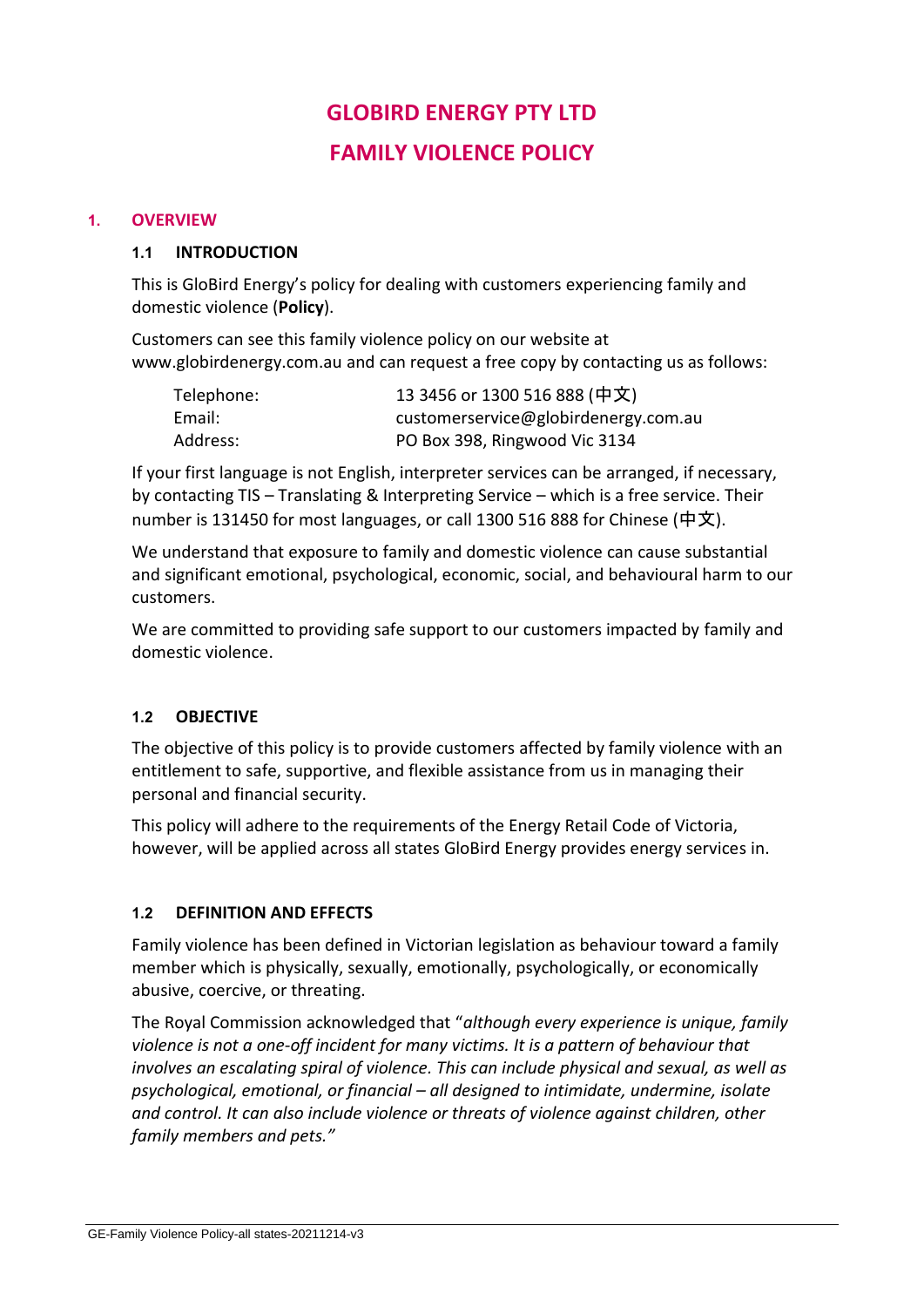# GLOBIRD ENERGY PTY LTD

# FAMILY VIOLENCE POLICY

## 1. OVERVIEW

### 1.1 INTRODUCTION

This is GloBird Energy's policy for dealing with customers experiencing family and domestic violence (**Policy**).

Customers can see this family violence policy on our website at www.globirdenergy.com.au and can request a free copy by contacting us as follows:

| | |
|---|---|
| Telephone: | 13 3456 or 1300 516 888 (中文) |
| Email: | customerservice@globirdenergy.com.au |
| Address: | PO Box 398, Ringwood Vic 3134 |

If your first language is not English, interpreter services can be arranged, if necessary, by contacting TIS – Translating & Interpreting Service – which is a free service. Their number is 131450 for most languages, or call 1300 516 888 for Chinese (中文).

We understand that exposure to family and domestic violence can cause substantial and significant emotional, psychological, economic, social, and behavioural harm to our customers.

We are committed to providing safe support to our customers impacted by family and domestic violence.

### 1.2 OBJECTIVE

The objective of this policy is to provide customers affected by family violence with an entitlement to safe, supportive, and flexible assistance from us in managing their personal and financial security.

This policy will adhere to the requirements of the Energy Retail Code of Victoria, however, will be applied across all states GloBird Energy provides energy services in.

### 1.2 DEFINITION AND EFFECTS

Family violence has been defined in Victorian legislation as behaviour toward a family member which is physically, sexually, emotionally, psychologically, or economically abusive, coercive, or threating.

The Royal Commission acknowledged that "*although every experience is unique, family violence is not a one-off incident for many victims. It is a pattern of behaviour that involves an escalating spiral of violence. This can include physical and sexual, as well as psychological, emotional, or financial – all designed to intimidate, undermine, isolate and control. It can also include violence or threats of violence against children, other family members and pets.*"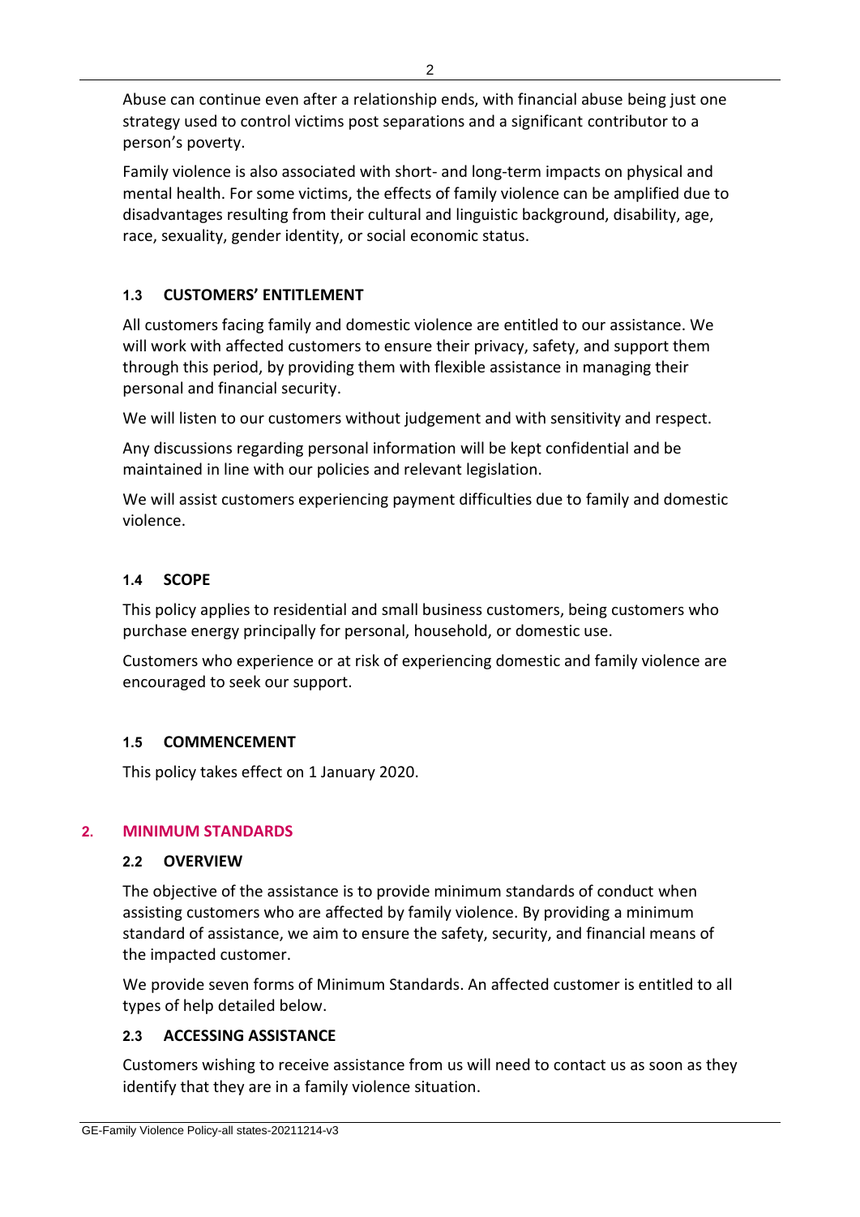Abuse can continue even after a relationship ends, with financial abuse being just one strategy used to control victims post separations and a significant contributor to a person's poverty.

Family violence is also associated with short- and long-term impacts on physical and mental health. For some victims, the effects of family violence can be amplified due to disadvantages resulting from their cultural and linguistic background, disability, age, race, sexuality, gender identity, or social economic status.

### 1.3 CUSTOMERS' ENTITLEMENT

All customers facing family and domestic violence are entitled to our assistance. We will work with affected customers to ensure their privacy, safety, and support them through this period, by providing them with flexible assistance in managing their personal and financial security.

We will listen to our customers without judgement and with sensitivity and respect.

Any discussions regarding personal information will be kept confidential and be maintained in line with our policies and relevant legislation.

We will assist customers experiencing payment difficulties due to family and domestic violence.

### 1.4 SCOPE

This policy applies to residential and small business customers, being customers who purchase energy principally for personal, household, or domestic use.

Customers who experience or at risk of experiencing domestic and family violence are encouraged to seek our support.

### 1.5 COMMENCEMENT

This policy takes effect on 1 January 2020.

## 2. MINIMUM STANDARDS

### 2.2 OVERVIEW

The objective of the assistance is to provide minimum standards of conduct when assisting customers who are affected by family violence. By providing a minimum standard of assistance, we aim to ensure the safety, security, and financial means of the impacted customer.

We provide seven forms of Minimum Standards. An affected customer is entitled to all types of help detailed below.

### 2.3 ACCESSING ASSISTANCE

Customers wishing to receive assistance from us will need to contact us as soon as they identify that they are in a family violence situation.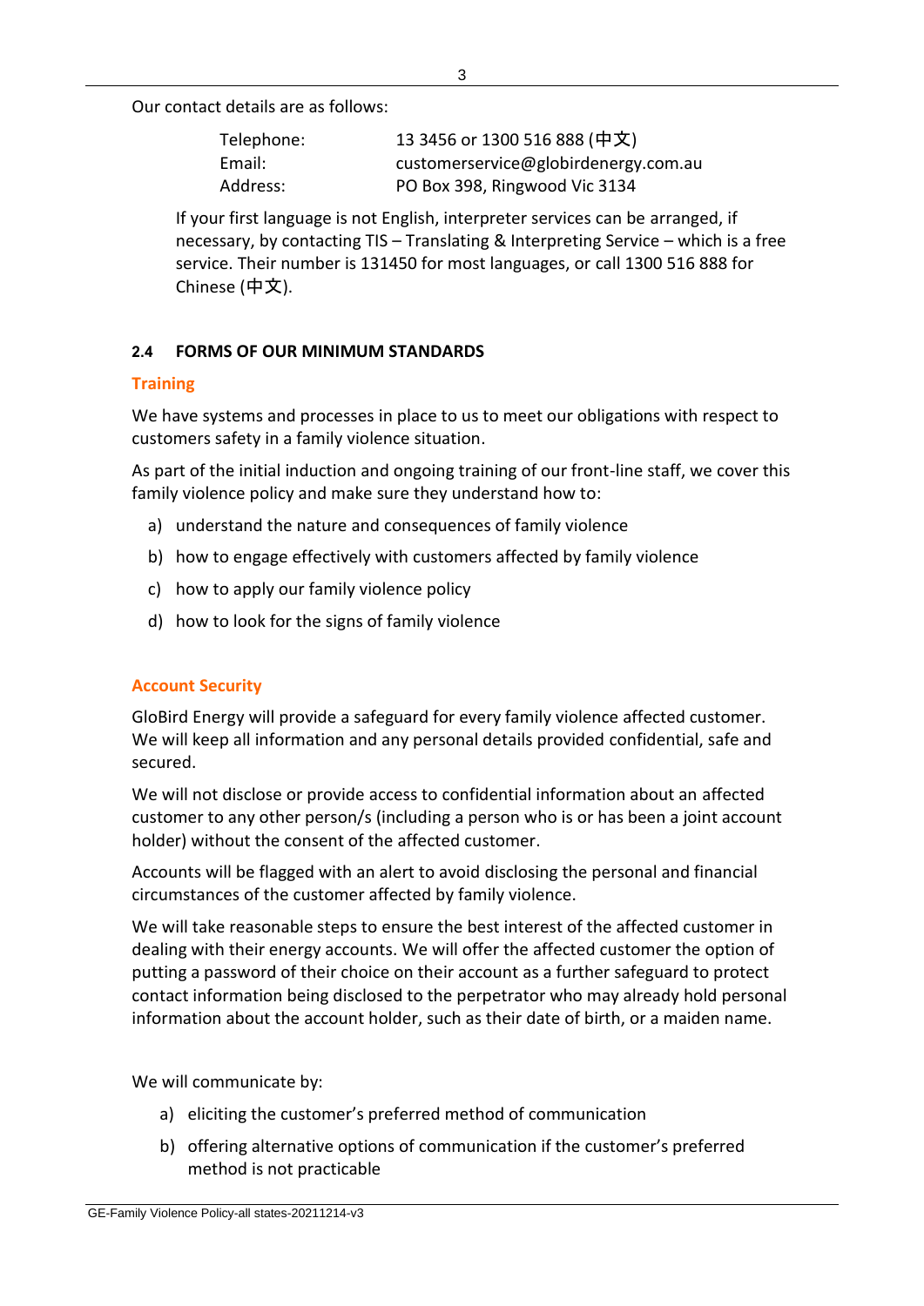Our contact details are as follows:

| | |
|---|---|
| Telephone: | 13 3456 or 1300 516 888 (中文) |
| Email: | customerservice@globirdenergy.com.au |
| Address: | PO Box 398, Ringwood Vic 3134 |

If your first language is not English, interpreter services can be arranged, if necessary, by contacting TIS – Translating & Interpreting Service – which is a free service. Their number is 131450 for most languages, or call 1300 516 888 for Chinese (中文).

### 2.4 FORMS OF OUR MINIMUM STANDARDS

#### Training

We have systems and processes in place to us to meet our obligations with respect to customers safety in a family violence situation.

As part of the initial induction and ongoing training of our front-line staff, we cover this family violence policy and make sure they understand how to:

a) understand the nature and consequences of family violence
b) how to engage effectively with customers affected by family violence
c) how to apply our family violence policy
d) how to look for the signs of family violence

#### Account Security

GloBird Energy will provide a safeguard for every family violence affected customer. We will keep all information and any personal details provided confidential, safe and secured.

We will not disclose or provide access to confidential information about an affected customer to any other person/s (including a person who is or has been a joint account holder) without the consent of the affected customer.

Accounts will be flagged with an alert to avoid disclosing the personal and financial circumstances of the customer affected by family violence.

We will take reasonable steps to ensure the best interest of the affected customer in dealing with their energy accounts. We will offer the affected customer the option of putting a password of their choice on their account as a further safeguard to protect contact information being disclosed to the perpetrator who may already hold personal information about the account holder, such as their date of birth, or a maiden name.

We will communicate by:

a) eliciting the customer's preferred method of communication
b) offering alternative options of communication if the customer's preferred method is not practicable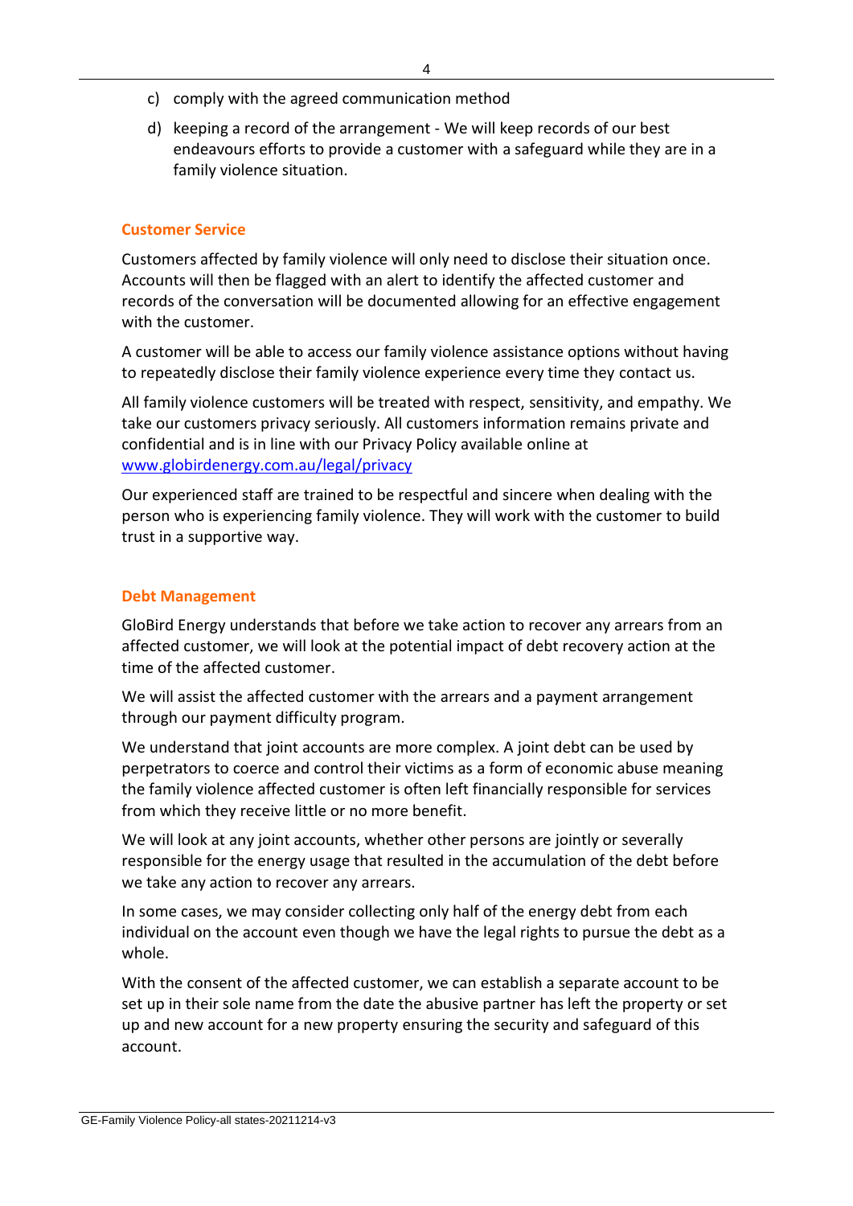c) comply with the agreed communication method

d) keeping a record of the arrangement - We will keep records of our best endeavours efforts to provide a customer with a safeguard while they are in a family violence situation.

### Customer Service

Customers affected by family violence will only need to disclose their situation once. Accounts will then be flagged with an alert to identify the affected customer and records of the conversation will be documented allowing for an effective engagement with the customer.

A customer will be able to access our family violence assistance options without having to repeatedly disclose their family violence experience every time they contact us.

All family violence customers will be treated with respect, sensitivity, and empathy. We take our customers privacy seriously. All customers information remains private and confidential and is in line with our Privacy Policy available online at [www.globirdenergy.com.au/legal/privacy](www.globirdenergy.com.au/legal/privacy)

Our experienced staff are trained to be respectful and sincere when dealing with the person who is experiencing family violence. They will work with the customer to build trust in a supportive way.

### Debt Management

GloBird Energy understands that before we take action to recover any arrears from an affected customer, we will look at the potential impact of debt recovery action at the time of the affected customer.

We will assist the affected customer with the arrears and a payment arrangement through our payment difficulty program.

We understand that joint accounts are more complex. A joint debt can be used by perpetrators to coerce and control their victims as a form of economic abuse meaning the family violence affected customer is often left financially responsible for services from which they receive little or no more benefit.

We will look at any joint accounts, whether other persons are jointly or severally responsible for the energy usage that resulted in the accumulation of the debt before we take any action to recover any arrears.

In some cases, we may consider collecting only half of the energy debt from each individual on the account even though we have the legal rights to pursue the debt as a whole.

With the consent of the affected customer, we can establish a separate account to be set up in their sole name from the date the abusive partner has left the property or set up and new account for a new property ensuring the security and safeguard of this account.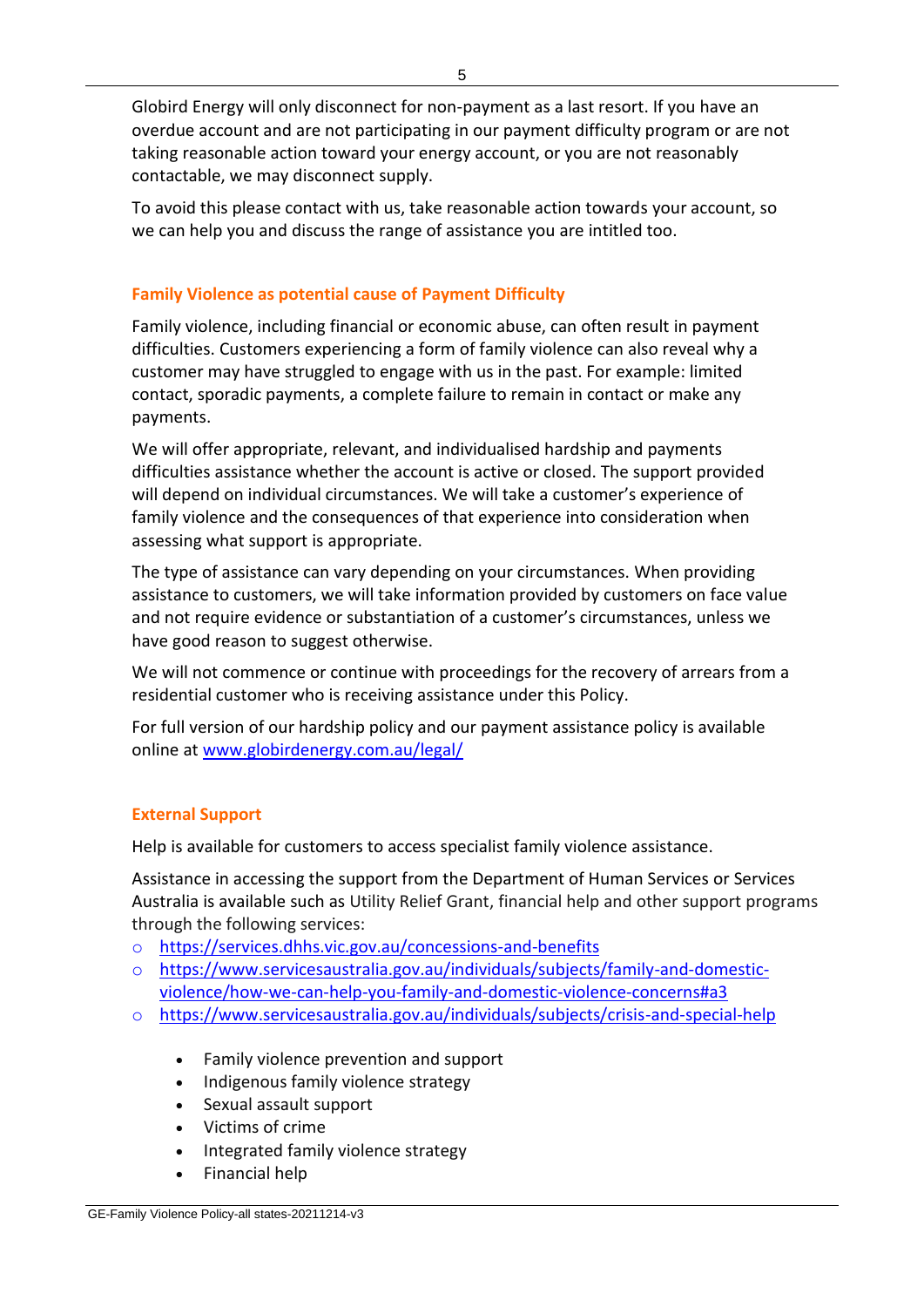Globird Energy will only disconnect for non-payment as a last resort. If you have an overdue account and are not participating in our payment difficulty program or are not taking reasonable action toward your energy account, or you are not reasonably contactable, we may disconnect supply.

To avoid this please contact with us, take reasonable action towards your account, so we can help you and discuss the range of assistance you are intitled too.

### Family Violence as potential cause of Payment Difficulty

Family violence, including financial or economic abuse, can often result in payment difficulties. Customers experiencing a form of family violence can also reveal why a customer may have struggled to engage with us in the past. For example: limited contact, sporadic payments, a complete failure to remain in contact or make any payments.

We will offer appropriate, relevant, and individualised hardship and payments difficulties assistance whether the account is active or closed. The support provided will depend on individual circumstances. We will take a customer's experience of family violence and the consequences of that experience into consideration when assessing what support is appropriate.

The type of assistance can vary depending on your circumstances. When providing assistance to customers, we will take information provided by customers on face value and not require evidence or substantiation of a customer's circumstances, unless we have good reason to suggest otherwise.

We will not commence or continue with proceedings for the recovery of arrears from a residential customer who is receiving assistance under this Policy.

For full version of our hardship policy and our payment assistance policy is available online at [www.globirdenergy.com.au/legal/](www.globirdenergy.com.au/legal/)

### External Support

Help is available for customers to access specialist family violence assistance.

Assistance in accessing the support from the Department of Human Services or Services Australia is available such as Utility Relief Grant, financial help and other support programs through the following services:

- https://services.dhhs.vic.gov.au/concessions-and-benefits
- https://www.servicesaustralia.gov.au/individuals/subjects/family-and-domestic-violence/how-we-can-help-you-family-and-domestic-violence-concerns#a3
- https://www.servicesaustralia.gov.au/individuals/subjects/crisis-and-special-help
    - Family violence prevention and support
    - Indigenous family violence strategy
    - Sexual assault support
    - Victims of crime
    - Integrated family violence strategy
    - Financial help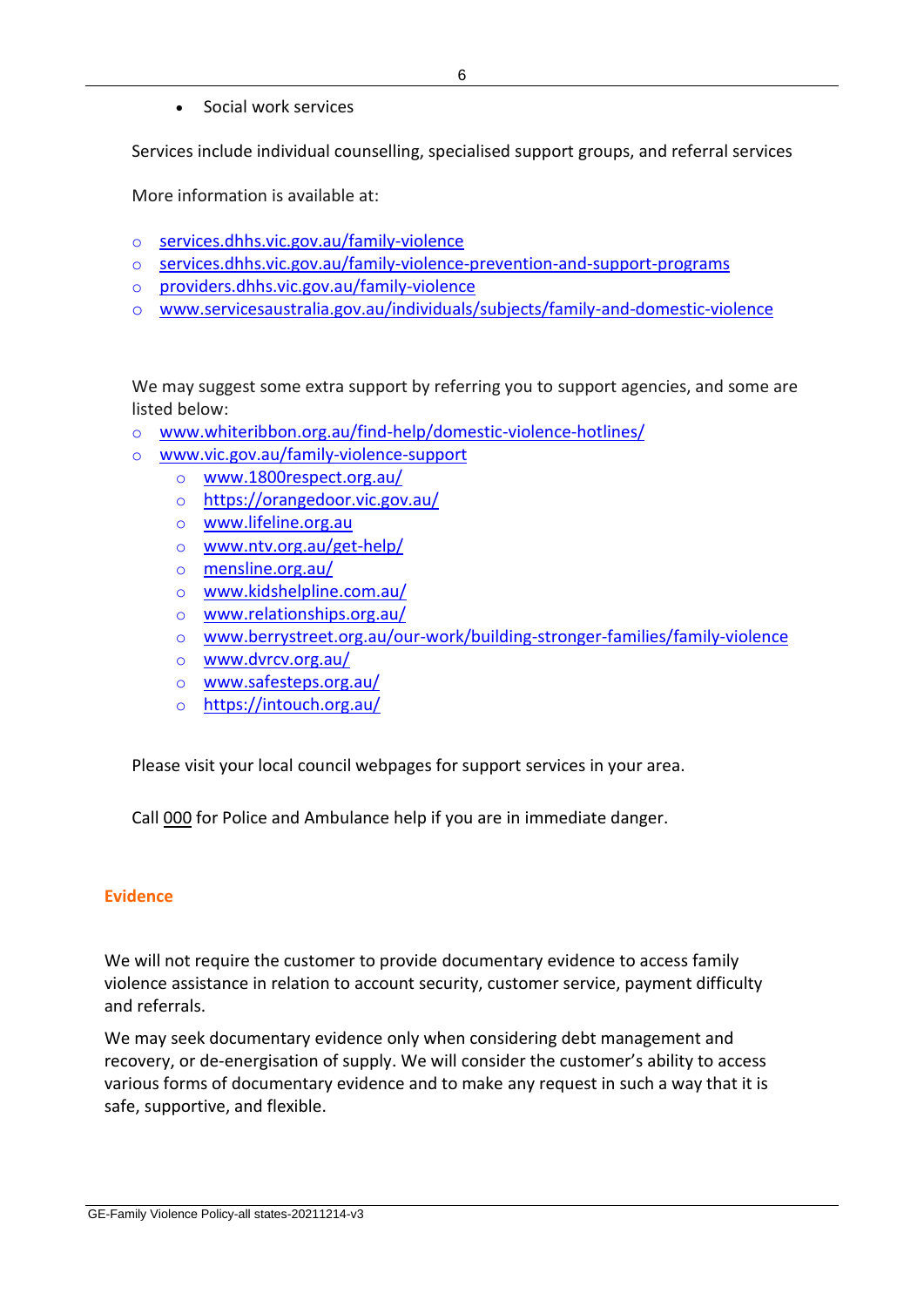- Social work services

Services include individual counselling, specialised support groups, and referral services

More information is available at:

- services.dhhs.vic.gov.au/family-violence
- services.dhhs.vic.gov.au/family-violence-prevention-and-support-programs
- providers.dhhs.vic.gov.au/family-violence
- www.servicesaustralia.gov.au/individuals/subjects/family-and-domestic-violence

We may suggest some extra support by referring you to support agencies, and some are listed below:

- www.whiteribbon.org.au/find-help/domestic-violence-hotlines/
- www.vic.gov.au/family-violence-support
  - www.1800respect.org.au/
  - https://orangedoor.vic.gov.au/
  - www.lifeline.org.au
  - www.ntv.org.au/get-help/
  - mensline.org.au/
  - www.kidshelpline.com.au/
  - www.relationships.org.au/
  - www.berrystreet.org.au/our-work/building-stronger-families/family-violence
  - www.dvrcv.org.au/
  - www.safesteps.org.au/
  - https://intouch.org.au/

Please visit your local council webpages for support services in your area.

Call 000 for Police and Ambulance help if you are in immediate danger.

## Evidence

We will not require the customer to provide documentary evidence to access family violence assistance in relation to account security, customer service, payment difficulty and referrals.

We may seek documentary evidence only when considering debt management and recovery, or de-energisation of supply. We will consider the customer's ability to access various forms of documentary evidence and to make any request in such a way that it is safe, supportive, and flexible.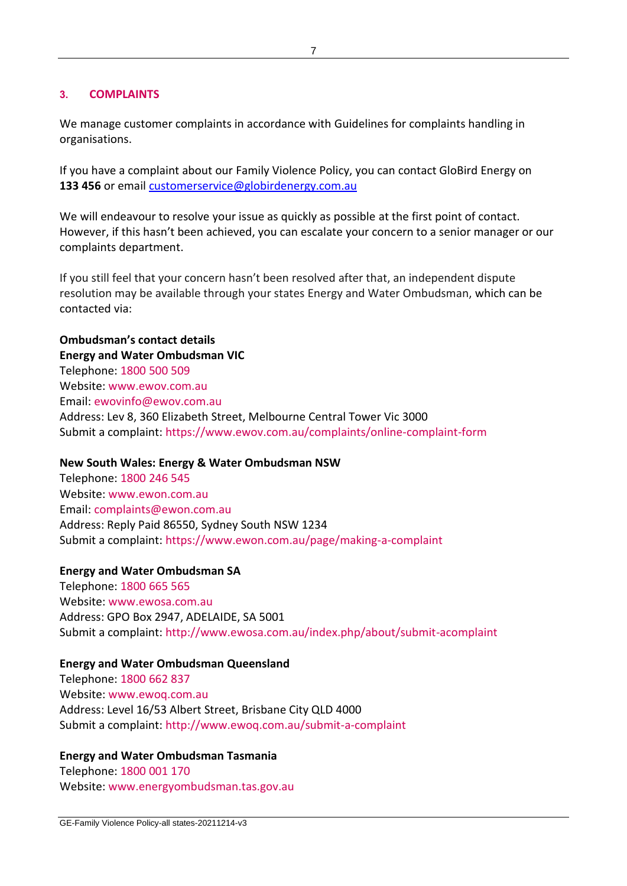## 3. COMPLAINTS

We manage customer complaints in accordance with Guidelines for complaints handling in organisations.

If you have a complaint about our Family Violence Policy, you can contact GloBird Energy on **133 456** or email customerservice@globirdenergy.com.au

We will endeavour to resolve your issue as quickly as possible at the first point of contact. However, if this hasn't been achieved, you can escalate your concern to a senior manager or our complaints department.

If you still feel that your concern hasn't been resolved after that, an independent dispute resolution may be available through your states Energy and Water Ombudsman, which can be contacted via:

**Ombudsman's contact details**

**Energy and Water Ombudsman VIC**
Telephone: 1800 500 509
Website: www.ewov.com.au
Email: ewovinfo@ewov.com.au
Address: Lev 8, 360 Elizabeth Street, Melbourne Central Tower Vic 3000
Submit a complaint: https://www.ewov.com.au/complaints/online-complaint-form

**New South Wales: Energy & Water Ombudsman NSW**
Telephone: 1800 246 545
Website: www.ewon.com.au
Email: complaints@ewon.com.au
Address: Reply Paid 86550, Sydney South NSW 1234
Submit a complaint: https://www.ewon.com.au/page/making-a-complaint

**Energy and Water Ombudsman SA**
Telephone: 1800 665 565
Website: www.ewosa.com.au
Address: GPO Box 2947, ADELAIDE, SA 5001
Submit a complaint: http://www.ewosa.com.au/index.php/about/submit-acomplaint

**Energy and Water Ombudsman Queensland**
Telephone: 1800 662 837
Website: www.ewoq.com.au
Address: Level 16/53 Albert Street, Brisbane City QLD 4000
Submit a complaint: http://www.ewoq.com.au/submit-a-complaint

**Energy and Water Ombudsman Tasmania**
Telephone: 1800 001 170
Website: www.energyombudsman.tas.gov.au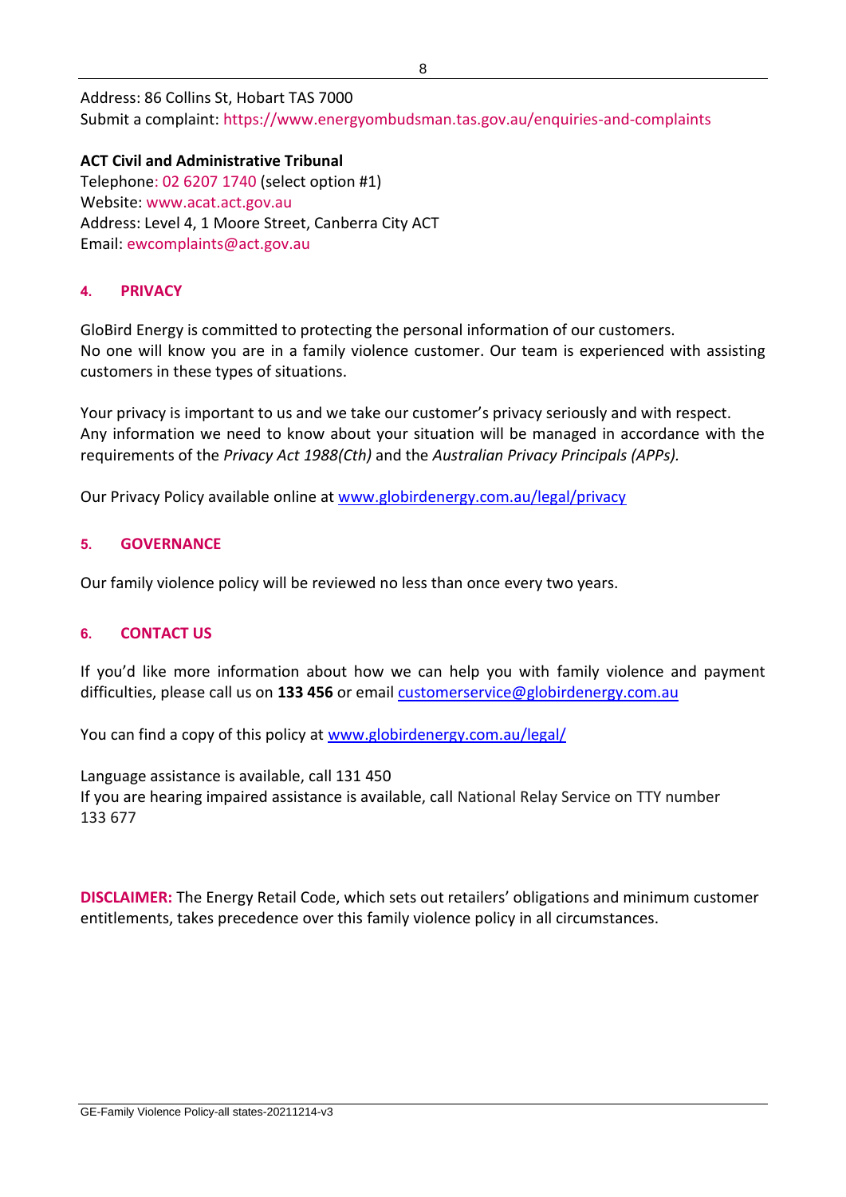Address: 86 Collins St, Hobart TAS 7000
Submit a complaint: https://www.energyombudsman.tas.gov.au/enquiries-and-complaints

**ACT Civil and Administrative Tribunal**
Telephone: 02 6207 1740 (select option #1)
Website: www.acat.act.gov.au
Address: Level 4, 1 Moore Street, Canberra City ACT
Email: ewcomplaints@act.gov.au

## 4. PRIVACY

GloBird Energy is committed to protecting the personal information of our customers.
No one will know you are in a family violence customer. Our team is experienced with assisting customers in these types of situations.

Your privacy is important to us and we take our customer's privacy seriously and with respect.
Any information we need to know about your situation will be managed in accordance with the requirements of the *Privacy Act 1988(Cth)* and the *Australian Privacy Principals (APPs).*

Our Privacy Policy available online at www.globirdenergy.com.au/legal/privacy

## 5. GOVERNANCE

Our family violence policy will be reviewed no less than once every two years.

## 6. CONTACT US

If you'd like more information about how we can help you with family violence and payment difficulties, please call us on **133 456** or email customerservice@globirdenergy.com.au

You can find a copy of this policy at www.globirdenergy.com.au/legal/

Language assistance is available, call 131 450
If you are hearing impaired assistance is available, call National Relay Service on TTY number 133 677

**DISCLAIMER:** The Energy Retail Code, which sets out retailers' obligations and minimum customer entitlements, takes precedence over this family violence policy in all circumstances.